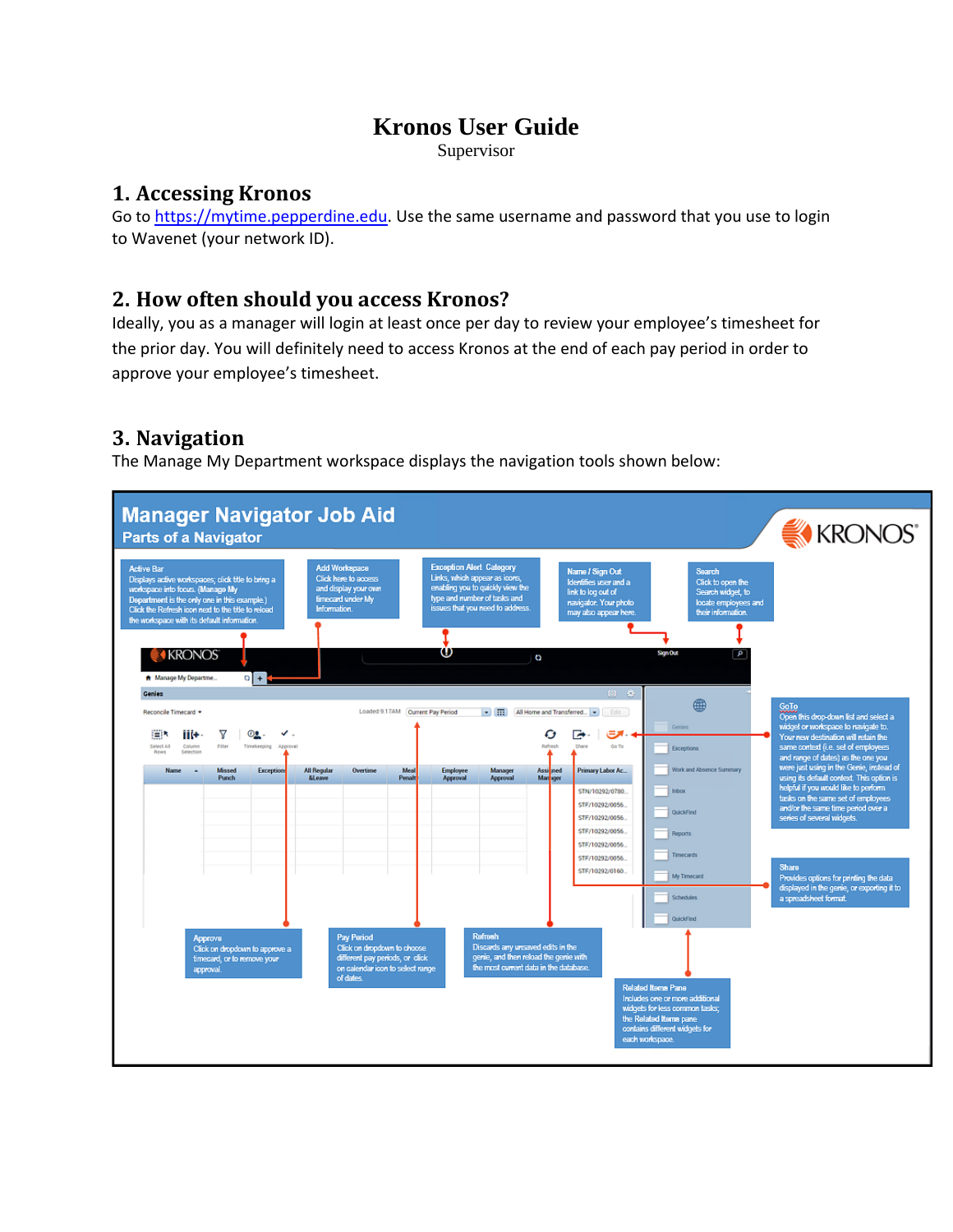# Kronos User Guide

Supervisor

## 1. Accessing Kronos

Go to https://mytime.pepperdine.edu. Use the same username and password that you use to login to Wavenet (your network ID).

## 2. How often should you access Kronos?

Ideally, you as a manager will login at least once per day to review your employee's timesheet for the prior day. You will definitely need to access Kronos at the end of each pay period in order to approve your employee's timesheet.

## 3. Navigation

The Manage My Department workspace displays the navigation tools shown below:

**Manager Navigator Job Aid**

**Parts of a Navigator**

**Active Bar**
Displays active workspaces; click title to bring a workspace into focus. (Manage My Department is the only one in this example.) Click the Refresh icon next to the title to reload the workspace with its default information.

**Add Workspace**
Click here to access and display your own timecard under My Information.

**Exception Alert Category**
Links, which appear as icons, enabling you to quickly view the type and number of tasks and issues that you need to address.

**Name / Sign Out**
Identifies user and a link to log out of navigator. Your photo may also appear here.

**Search**
Click to open the Search widget, to locate employees and their information.

**GoTo**
Open this drop-down list and select a widget or workspace to navigate to. Your new destination will retain the same context (i.e. set of employees and range of dates) as the one you were just using in the Genie, instead of using its default context. This option is helpful if you would like to perform tasks on the same set of employees and/or the same time period over a series of several widgets.

**Share**
Provides options for printing the data displayed in the genie, or exporting it to a spreadsheet format.

**Approve**
Click on dropdown to approve a timecard, or to remove your approval.

**Pay Period**
Click on dropdown to choose different pay periods, or click on calendar icon to select range of dates.

**Refresh**
Discards any unsaved edits in the genie, and then reload the genie with the most current data in the database.

**Related Items Pane**
Includes one or more additional widgets for less common tasks; the Related Items pane contains different widgets for each workspace.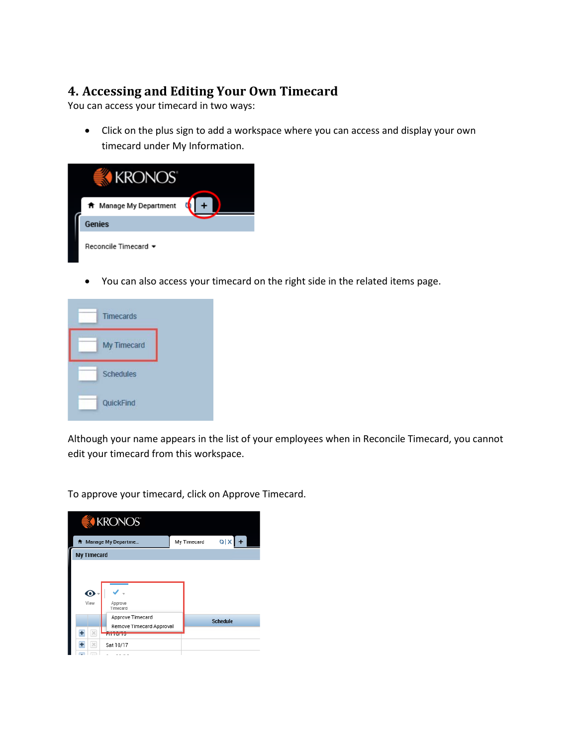## 4. Accessing and Editing Your Own Timecard

You can access your timecard in two ways:

- Click on the plus sign to add a workspace where you can access and display your own timecard under My Information.

- You can also access your timecard on the right side in the related items page.

Although your name appears in the list of your employees when in Reconcile Timecard, you cannot edit your timecard from this workspace.

To approve your timecard, click on Approve Timecard.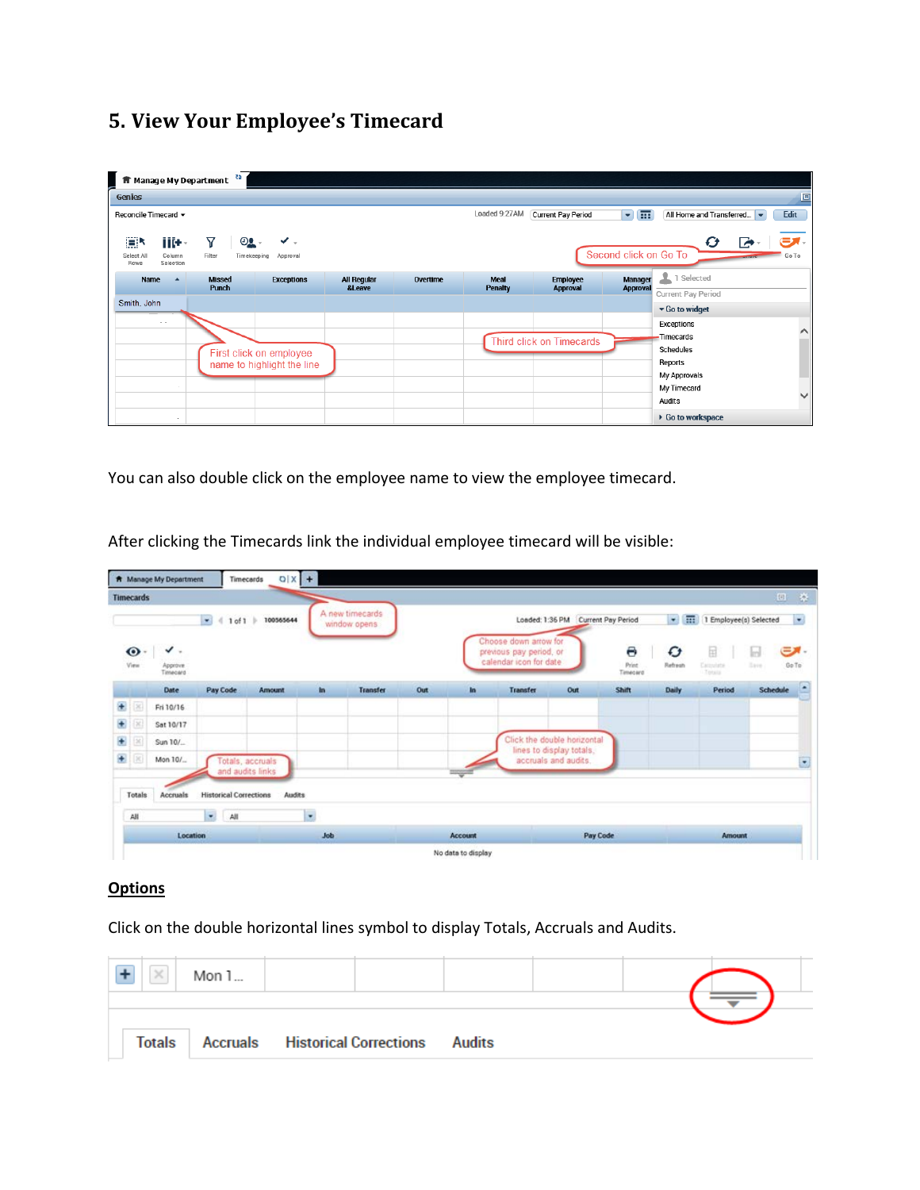# 5. View Your Employee's Timecard

You can also double click on the employee name to view the employee timecard.

After clicking the Timecards link the individual employee timecard will be visible:

## **Options**

Click on the double horizontal lines symbol to display Totals, Accruals and Audits.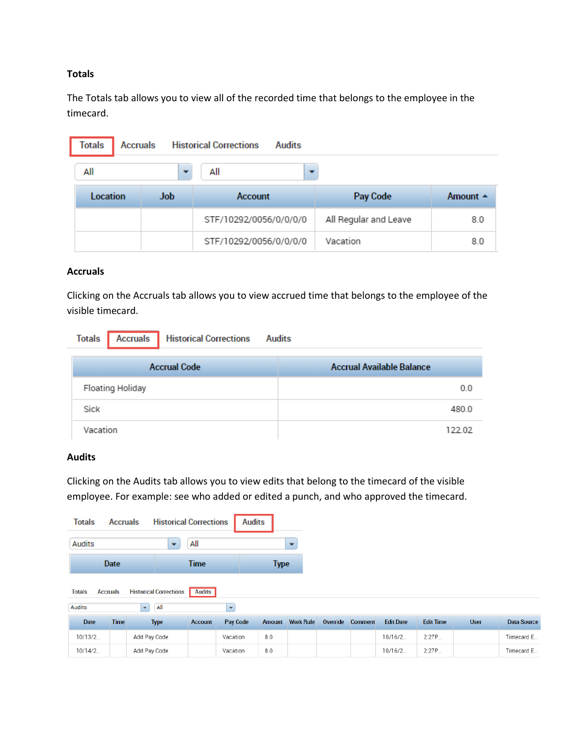### Totals

The Totals tab allows you to view all of the recorded time that belongs to the employee in the timecard.

Totals | Accruals | Historical Corrections | Audits

All ▾ | All ▾

| Location | Job | Account | Pay Code | Amount ▲ |
|---|---|---|---|---|
| | | STF/10292/0056/0/0/0/0 | All Regular and Leave | 8.0 |
| | | STF/10292/0056/0/0/0/0 | Vacation | 8.0 |

### Accruals

Clicking on the Accruals tab allows you to view accrued time that belongs to the employee of the visible timecard.

Totals | Accruals | Historical Corrections | Audits

| Accrual Code | Accrual Available Balance |
|---|---|
| Floating Holiday | 0.0 |
| Sick | 480.0 |
| Vacation | 122.02 |

### Audits

Clicking on the Audits tab allows you to view edits that belong to the timecard of the visible employee. For example: see who added or edited a punch, and who approved the timecard.

Totals | Accruals | Historical Corrections | Audits

Audits ▾ | All ▾

| Date | Time | Type |
|---|---|---|

Totals | Accruals | Historical Corrections | Audits

Audits ▾ | All ▾

| Date | Time | Type | Account | Pay Code | Amount | Work Rule | Override | Comment | Edit Date | Edit Time | User | Data Source |
|---|---|---|---|---|---|---|---|---|---|---|---|---|
| 10/13/2... | | Add Pay Code | | Vacation | 8.0 | | | | 10/16/2... | 2:27P... | | Timecard E... |
| 10/14/2... | | Add Pay Code | | Vacation | 8.0 | | | | 10/16/2... | 2:27P... | | Timecard E... |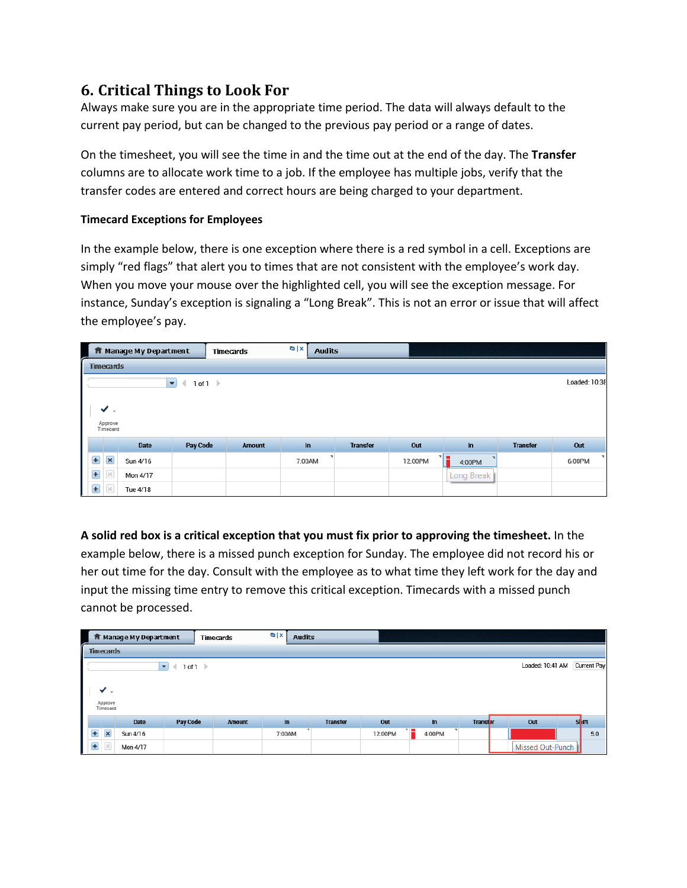## 6. Critical Things to Look For

Always make sure you are in the appropriate time period. The data will always default to the current pay period, but can be changed to the previous pay period or a range of dates.

On the timesheet, you will see the time in and the time out at the end of the day. The **Transfer** columns are to allocate work time to a job. If the employee has multiple jobs, verify that the transfer codes are entered and correct hours are being charged to your department.

**Timecard Exceptions for Employees**

In the example below, there is one exception where there is a red symbol in a cell. Exceptions are simply "red flags" that alert you to times that are not consistent with the employee's work day. When you move your mouse over the highlighted cell, you will see the exception message. For instance, Sunday's exception is signaling a "Long Break". This is not an error or issue that will affect the employee's pay.

| | | Date | Pay Code | Amount | In | Transfer | Out | In | Transfer | Out |
|---|---|---|---|---|---|---|---|---|---|---|
| + | x | Sun 4/16 | | | 7:00AM | | 12:00PM | 4:00PM | | 6:00PM |
| + | | Mon 4/17 | | | | | | Long Break | | |
| + | | Tue 4/18 | | | | | | | | |

**A solid red box is a critical exception that you must fix prior to approving the timesheet.** In the example below, there is a missed punch exception for Sunday. The employee did not record his or her out time for the day. Consult with the employee as to what time they left work for the day and input the missing time entry to remove this critical exception. Timecards with a missed punch cannot be processed.

| | | Date | Pay Code | Amount | In | Transfer | Out | In | Transfer | Out | Shift |
|---|---|---|---|---|---|---|---|---|---|---|---|
| + | x | Sun 4/16 | | | 7:00AM | | 12:00PM | 4:00PM | | | 5.0 |
| + | | Mon 4/17 | | | | | | | | Missed Out-Punch | |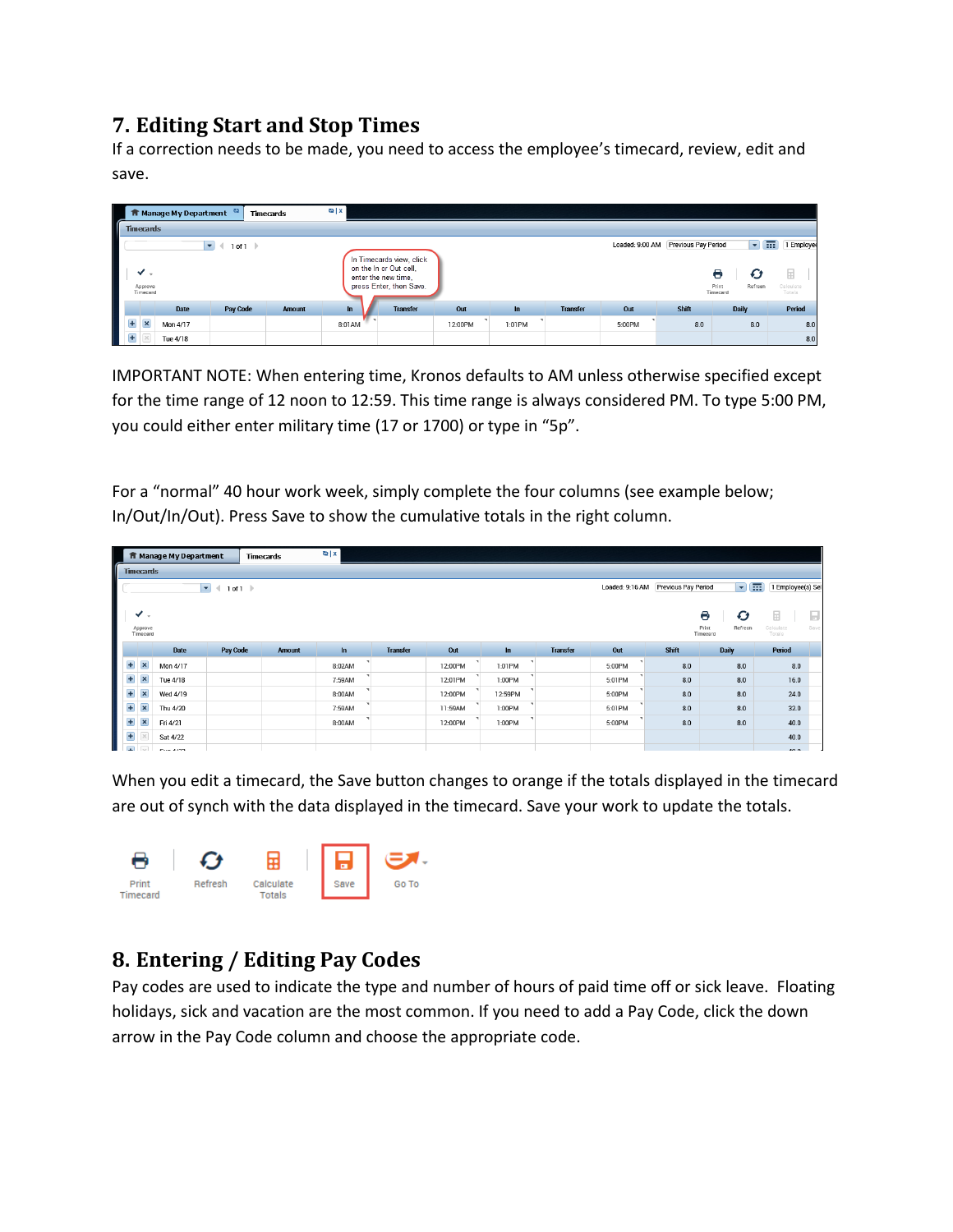## 7. Editing Start and Stop Times

If a correction needs to be made, you need to access the employee's timecard, review, edit and save.

IMPORTANT NOTE: When entering time, Kronos defaults to AM unless otherwise specified except for the time range of 12 noon to 12:59. This time range is always considered PM. To type 5:00 PM, you could either enter military time (17 or 1700) or type in "5p".

For a "normal" 40 hour work week, simply complete the four columns (see example below; In/Out/In/Out). Press Save to show the cumulative totals in the right column.

When you edit a timecard, the Save button changes to orange if the totals displayed in the timecard are out of synch with the data displayed in the timecard. Save your work to update the totals.

## 8. Entering / Editing Pay Codes

Pay codes are used to indicate the type and number of hours of paid time off or sick leave. Floating holidays, sick and vacation are the most common. If you need to add a Pay Code, click the down arrow in the Pay Code column and choose the appropriate code.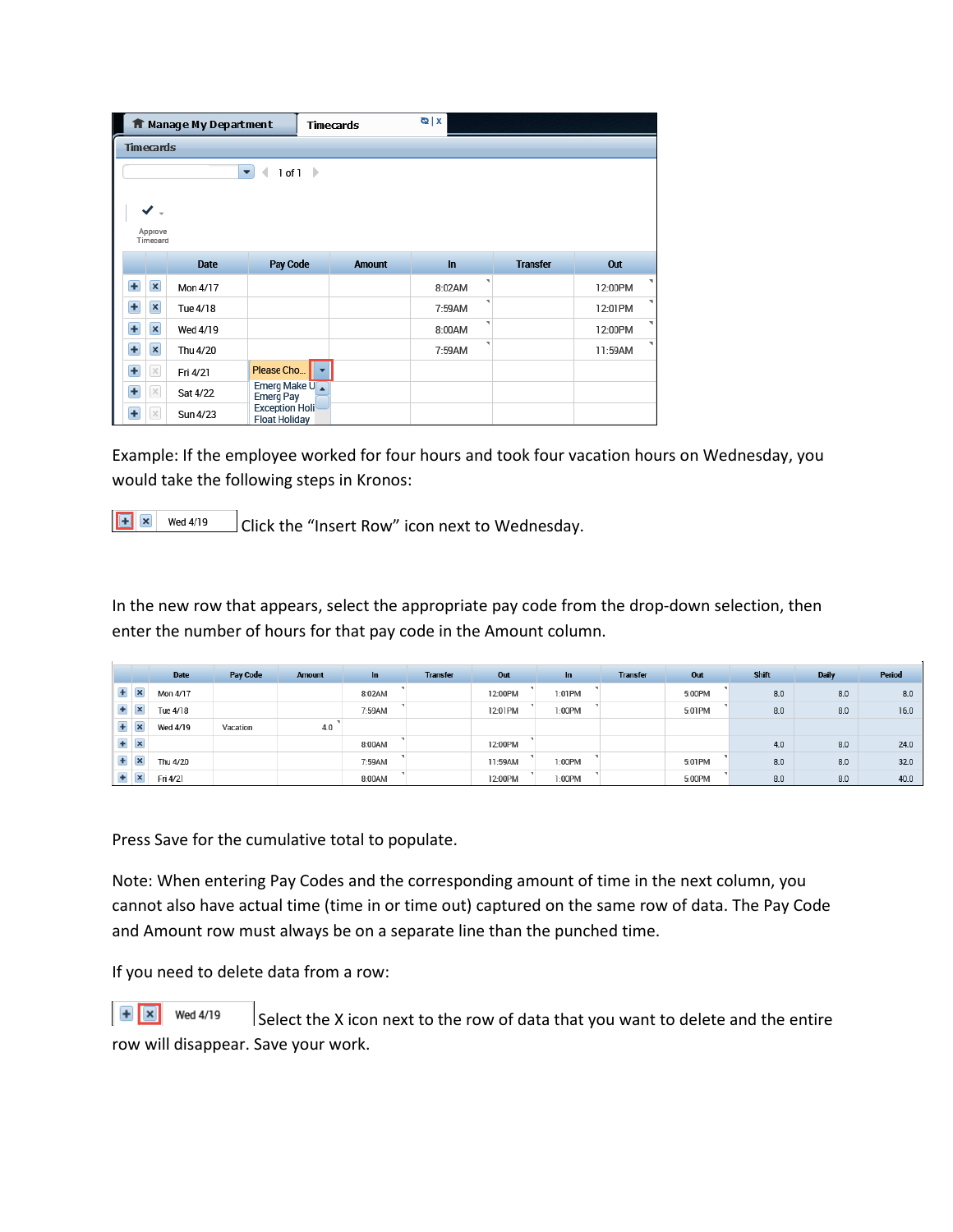| | | Date | Pay Code | Amount | In | Transfer | Out |
|---|---|---|---|---|---|---|---|
| + | × | Mon 4/17 | | | 8:02AM | | 12:00PM |
| + | × | Tue 4/18 | | | 7:59AM | | 12:01PM |
| + | × | Wed 4/19 | | | 8:00AM | | 12:00PM |
| + | × | Thu 4/20 | | | 7:59AM | | 11:59AM |
| + | × | Fri 4/21 | Please Cho... | | | | |
| + | × | Sat 4/22 | | | | | |
| + | × | Sun 4/23 | | | | | |

Example: If the employee worked for four hours and took four vacation hours on Wednesday, you would take the following steps in Kronos:

Click the "Insert Row" icon next to Wednesday.

In the new row that appears, select the appropriate pay code from the drop-down selection, then enter the number of hours for that pay code in the Amount column.

| | | Date | Pay Code | Amount | In | Transfer | Out | In | Transfer | Out | Shift | Daily | Period |
|---|---|---|---|---|---|---|---|---|---|---|---|---|---|
| + | × | Mon 4/17 | | | 8:02AM | | 12:00PM | 1:01PM | | 5:00PM | 8.0 | 8.0 | 8.0 |
| + | × | Tue 4/18 | | | 7:59AM | | 12:01PM | 1:00PM | | 5:01PM | 8.0 | 8.0 | 16.0 |
| + | × | Wed 4/19 | Vacation | 4.0 | | | | | | | | | |
| + | × | | | | 8:00AM | | 12:00PM | | | | 4.0 | 8.0 | 24.0 |
| + | × | Thu 4/20 | | | 7:59AM | | 11:59AM | 1:00PM | | 5:01PM | 8.0 | 8.0 | 32.0 |
| + | × | Fri 4/21 | | | 8:00AM | | 12:00PM | 1:00PM | | 5:00PM | 8.0 | 8.0 | 40.0 |

Press Save for the cumulative total to populate.

Note: When entering Pay Codes and the corresponding amount of time in the next column, you cannot also have actual time (time in or time out) captured on the same row of data. The Pay Code and Amount row must always be on a separate line than the punched time.

If you need to delete data from a row:

Select the X icon next to the row of data that you want to delete and the entire row will disappear. Save your work.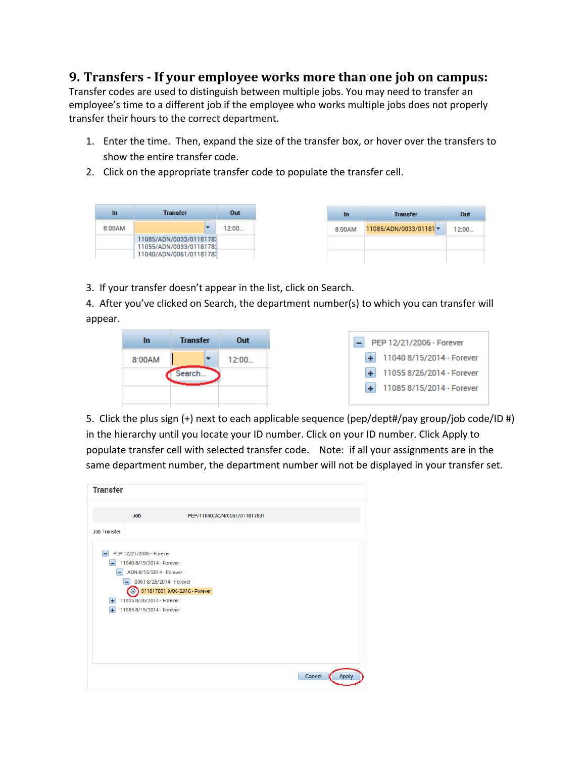## 9. Transfers - If your employee works more than one job on campus:

Transfer codes are used to distinguish between multiple jobs. You may need to transfer an employee's time to a different job if the employee who works multiple jobs does not properly transfer their hours to the correct department.

1. Enter the time. Then, expand the size of the transfer box, or hover over the transfers to show the entire transfer code.
2. Click on the appropriate transfer code to populate the transfer cell.

| In | Transfer | Out |
|---|---|---|
| 8:00AM | | 12:00... |
| | 11085/ADN/0033/0118178; 11055/ADN/0033/0118178; 11040/ADN/0061/0118178; | |

| In | Transfer | Out |
|---|---|---|
| 8:00AM | 11085/ADN/0033/01181 | 12:00... |

3. If your transfer doesn't appear in the list, click on Search.
4. After you've clicked on Search, the department number(s) to which you can transfer will appear.

| In | Transfer | Out |
|---|---|---|
| 8:00AM | | 12:00... |
| | Search... | |

- PEP 12/21/2006 - Forever
  - 11040 8/15/2014 - Forever
  - 11055 8/26/2014 - Forever
  - 11085 8/15/2014 - Forever

5. Click the plus sign (+) next to each applicable sequence (pep/dept#/pay group/job code/ID #) in the hierarchy until you locate your ID number. Click on your ID number. Click Apply to populate transfer cell with selected transfer code. Note: if all your assignments are in the same department number, the department number will not be displayed in your transfer set.

**Transfer**

Job PEP/11040/ADN/0061/011817831

Job Transfer

- PEP 12/21/2006 - Forever
  - 11040 8/15/2014 - Forever
    - ADN 8/15/2014 - Forever
      - 0061 8/26/2014 - Forever
        - 011817831 9/06/2016 - Forever
  - 11055 8/26/2014 - Forever
  - 11085 8/15/2014 - Forever

Cancel | Apply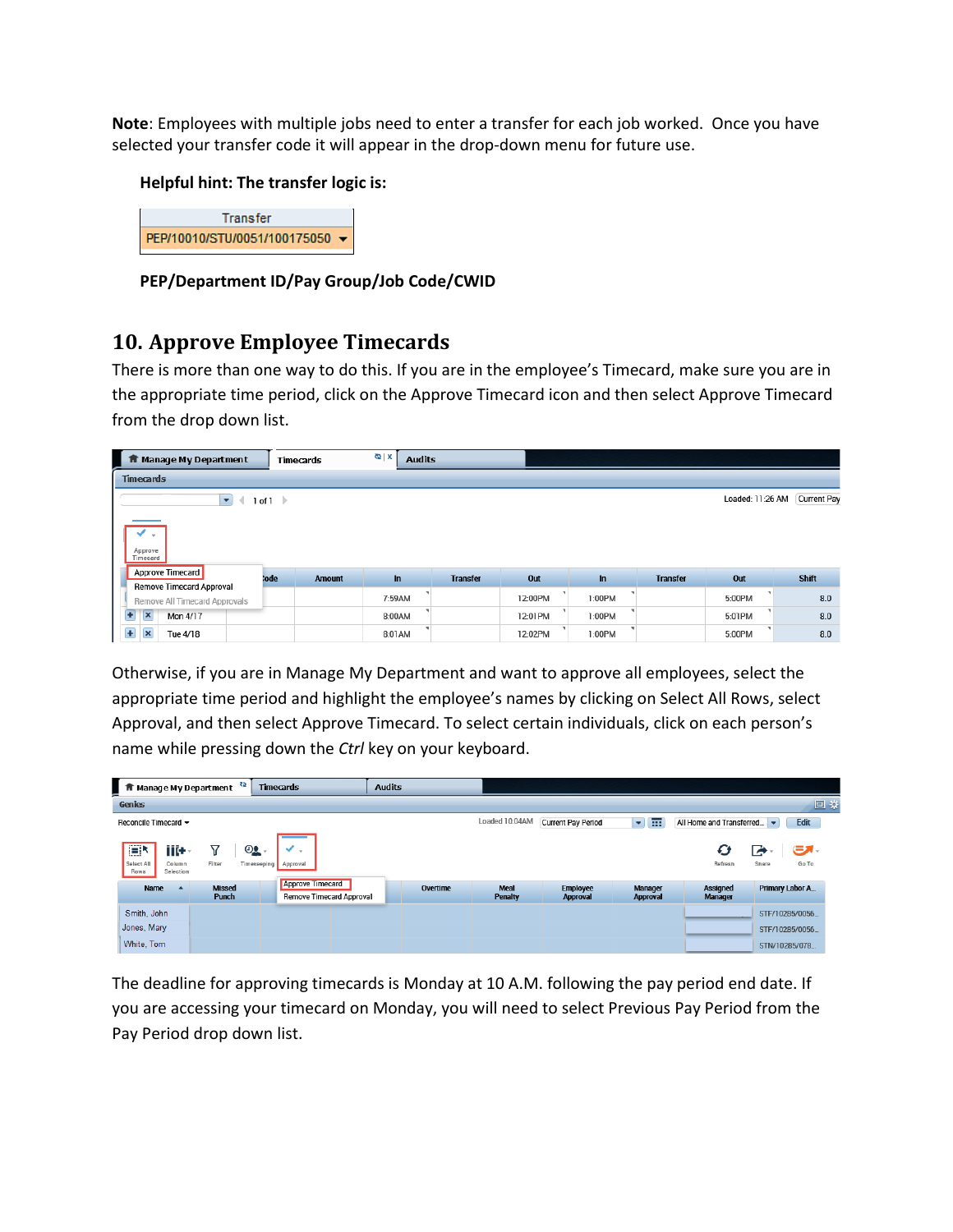**Note**: Employees with multiple jobs need to enter a transfer for each job worked. Once you have selected your transfer code it will appear in the drop-down menu for future use.

**Helpful hint: The transfer logic is:**

| Transfer |
|---|
| PEP/10010/STU/0051/100175050 |

**PEP/Department ID/Pay Group/Job Code/CWID**

## 10. Approve Employee Timecards

There is more than one way to do this. If you are in the employee's Timecard, make sure you are in the appropriate time period, click on the Approve Timecard icon and then select Approve Timecard from the drop down list.

Otherwise, if you are in Manage My Department and want to approve all employees, select the appropriate time period and highlight the employee's names by clicking on Select All Rows, select Approval, and then select Approve Timecard. To select certain individuals, click on each person's name while pressing down the *Ctrl* key on your keyboard.

The deadline for approving timecards is Monday at 10 A.M. following the pay period end date. If you are accessing your timecard on Monday, you will need to select Previous Pay Period from the Pay Period drop down list.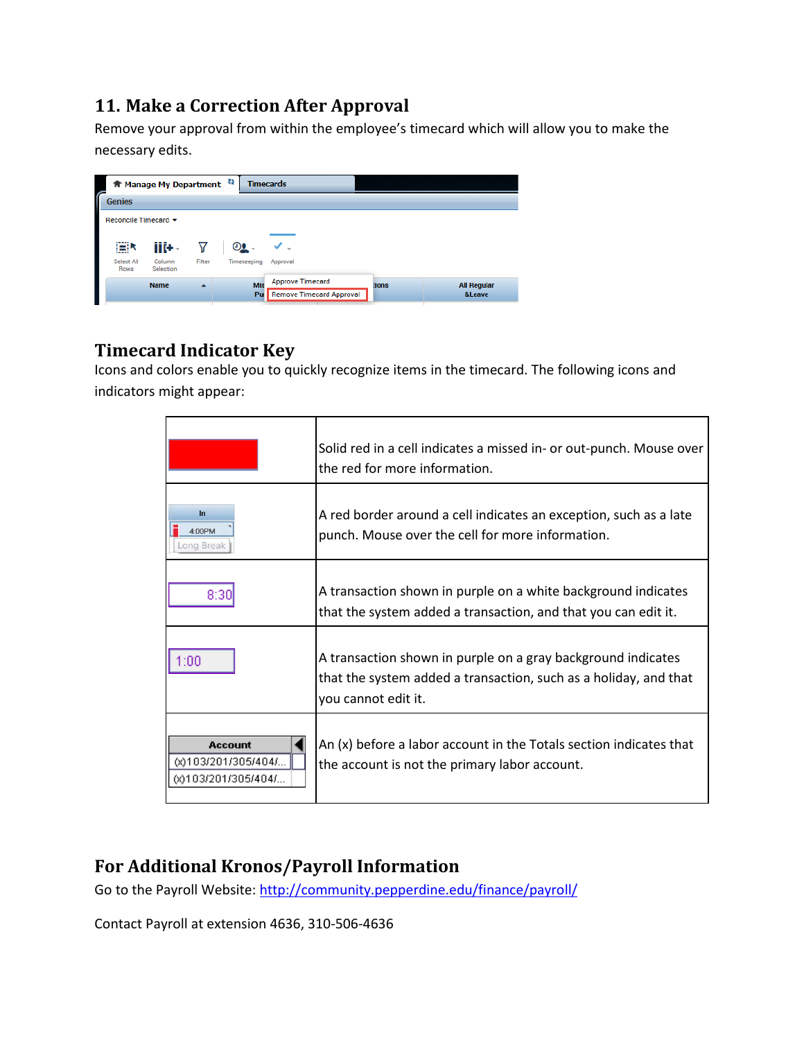## 11. Make a Correction After Approval

Remove your approval from within the employee's timecard which will allow you to make the necessary edits.

## Timecard Indicator Key

Icons and colors enable you to quickly recognize items in the timecard. The following icons and indicators might appear:

| | |
|---|---|
| | Solid red in a cell indicates a missed in- or out-punch. Mouse over the red for more information. |
| In<br>4:00PM<br>Long Break | A red border around a cell indicates an exception, such as a late punch. Mouse over the cell for more information. |
| 8:30 | A transaction shown in purple on a white background indicates that the system added a transaction, and that you can edit it. |
| 1:00 | A transaction shown in purple on a gray background indicates that the system added a transaction, such as a holiday, and that you cannot edit it. |
| Account<br>(x)103/201/305/404/...<br>(x)103/201/305/404/... | An (x) before a labor account in the Totals section indicates that the account is not the primary labor account. |

## For Additional Kronos/Payroll Information

Go to the Payroll Website: http://community.pepperdine.edu/finance/payroll/

Contact Payroll at extension 4636, 310-506-4636